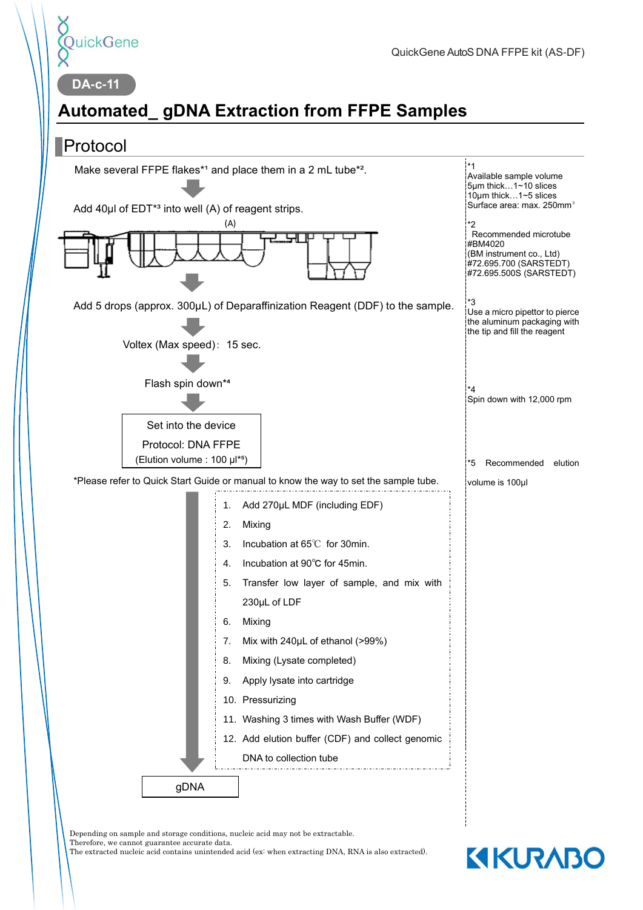QuickGene

QuickGene AutoS DNA FFPE kit (AS-DF)

DA-c-11

# Automated_ gDNA Extraction from FFPE Samples

## Protocol

Make several FFPE flakes*1 and place them in a 2 mL tube*2.

Add 40µl of EDT*3 into well (A) of reagent strips.

(A)

Add 5 drops (approx. 300µL) of Deparaffinization Reagent (DDF) to the sample.

Voltex (Max speed)：15 sec.

Flash spin down*4

Set into the device
Protocol: DNA FFPE
(Elution volume : 100 µl*5)

*Please refer to Quick Start Guide or manual to know the way to set the sample tube.

1. Add 270µL MDF (including EDF)
2. Mixing
3. Incubation at 65℃ for 30min.
4. Incubation at 90℃ for 45min.
5. Transfer low layer of sample, and mix with 230µL of LDF
6. Mixing
7. Mix with 240µL of ethanol (>99%)
8. Mixing (Lysate completed)
9. Apply lysate into cartridge
10. Pressurizing
11. Washing 3 times with Wash Buffer (WDF)
12. Add elution buffer (CDF) and collect genomic DNA to collection tube

gDNA

*1
Available sample volume
5µm thick…1~10 slices
10µm thick…1~5 slices
Surface area: max. 250mm²

*2
Recommended microtube
#BM4020
(BM instrument co., Ltd)
#72.695.700 (SARSTEDT)
#72.695.500S (SARSTEDT)

*3
Use a micro pipettor to pierce the aluminum packaging with the tip and fill the reagent

*4
Spin down with 12,000 rpm

*5 Recommended elution volume is 100µl

Depending on sample and storage conditions, nucleic acid may not be extractable.
Therefore, we cannot guarantee accurate data.
The extracted nucleic acid contains unintended acid (ex: when extracting DNA, RNA is also extracted).

KURABO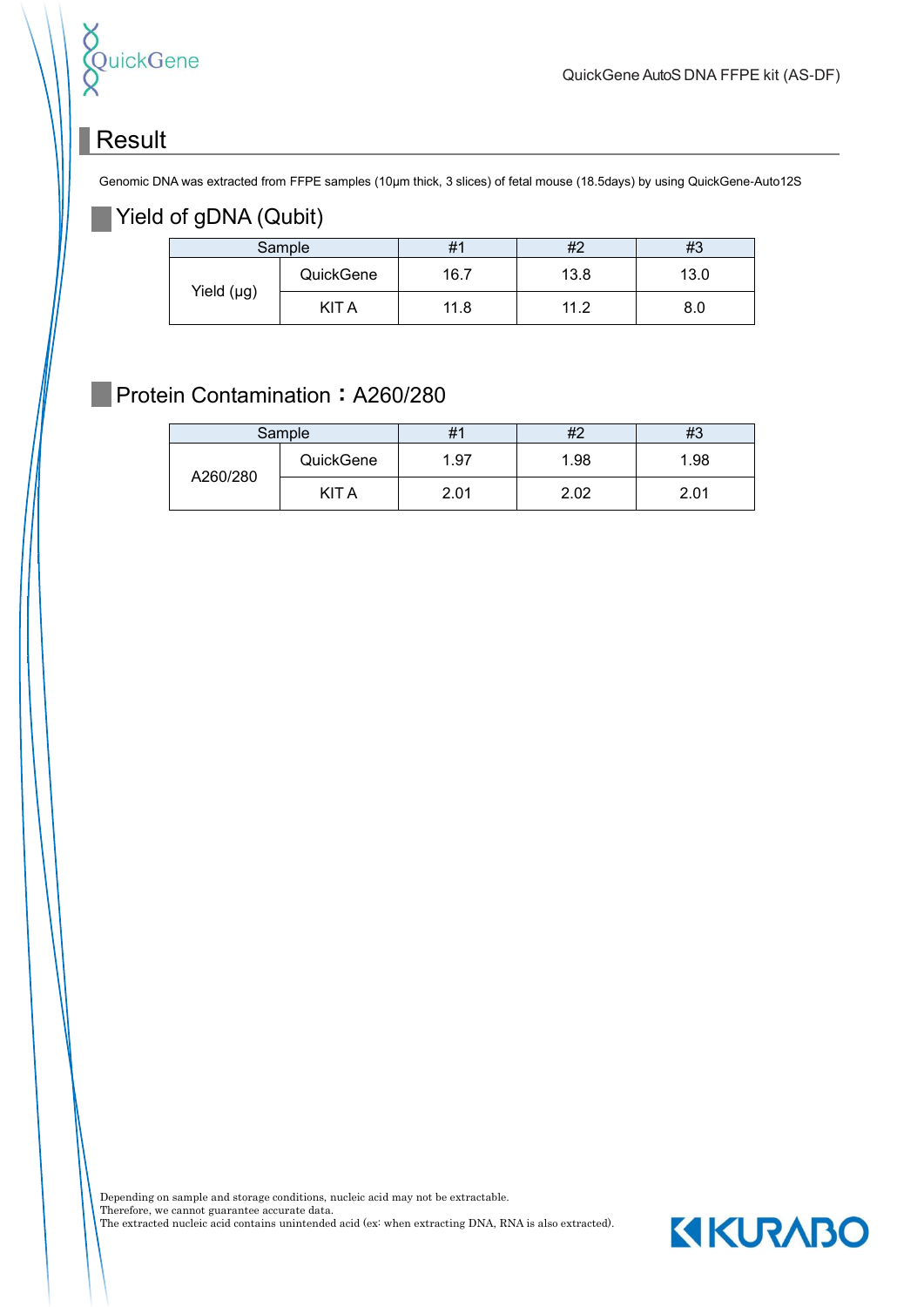## Result

Genomic DNA was extracted from FFPE samples (10μm thick, 3 slices) of fetal mouse (18.5days) by using QuickGene-Auto12S

### Yield of gDNA (Qubit)

| Sample | | #1 | #2 | #3 |
|---|---|---|---|---|
| Yield (μg) | QuickGene | 16.7 | 13.8 | 13.0 |
| | KIT A | 11.8 | 11.2 | 8.0 |

### Protein Contamination：A260/280

| Sample | | #1 | #2 | #3 |
|---|---|---|---|---|
| A260/280 | QuickGene | 1.97 | 1.98 | 1.98 |
| | KIT A | 2.01 | 2.02 | 2.01 |

Depending on sample and storage conditions, nucleic acid may not be extractable.
Therefore, we cannot guarantee accurate data.
The extracted nucleic acid contains unintended acid (ex: when extracting DNA, RNA is also extracted).

KURABO